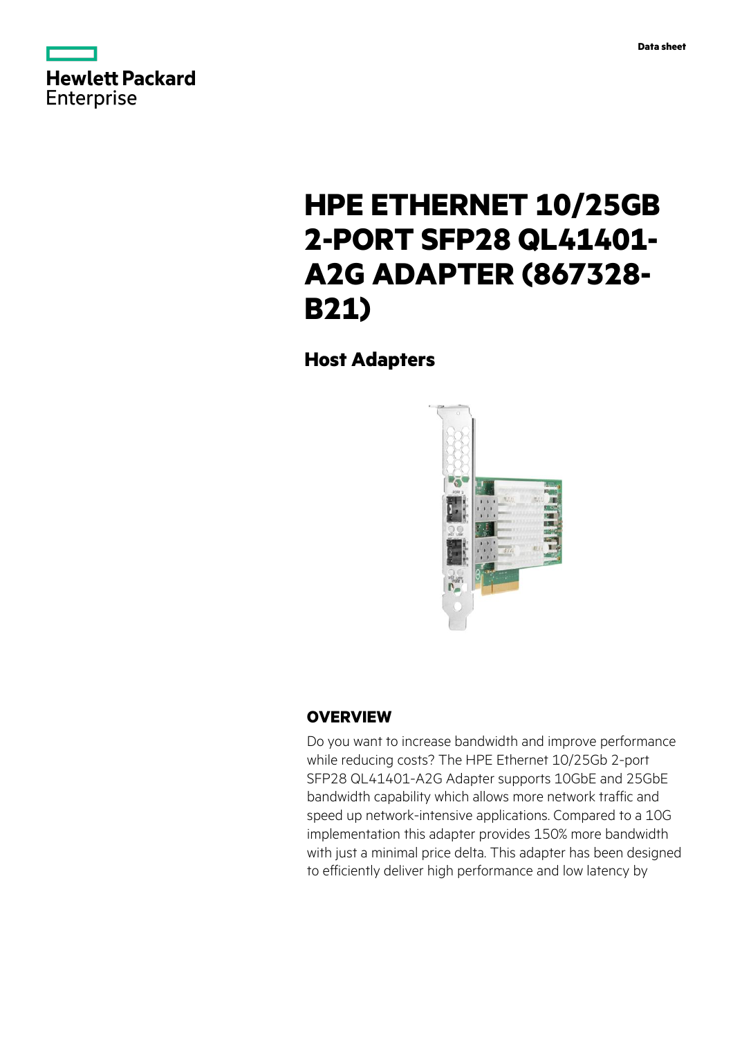Hewlett Packard Enterprise

Data sheet

# HPE ETHERNET 10/25GB 2-PORT SFP28 QL41401-A2G ADAPTER (867328-B21)

## Host Adapters

## OVERVIEW

Do you want to increase bandwidth and improve performance while reducing costs? The HPE Ethernet 10/25Gb 2-port SFP28 QL41401-A2G Adapter supports 10GbE and 25GbE bandwidth capability which allows more network traffic and speed up network-intensive applications. Compared to a 10G implementation this adapter provides 150% more bandwidth with just a minimal price delta. This adapter has been designed to efficiently deliver high performance and low latency by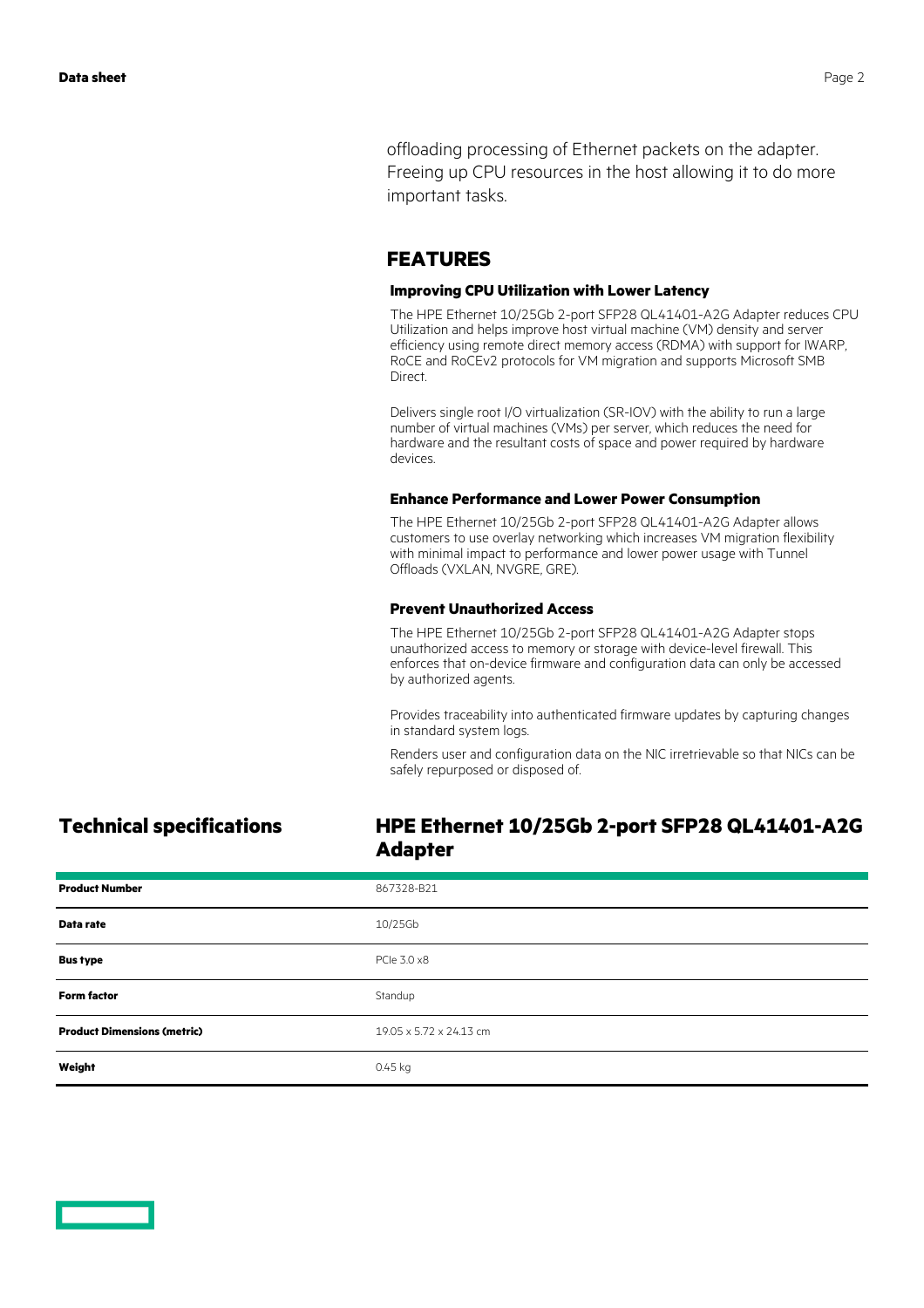offloading processing of Ethernet packets on the adapter. Freeing up CPU resources in the host allowing it to do more important tasks.

## FEATURES

### Improving CPU Utilization with Lower Latency

The HPE Ethernet 10/25Gb 2-port SFP28 QL41401-A2G Adapter reduces CPU Utilization and helps improve host virtual machine (VM) density and server efficiency using remote direct memory access (RDMA) with support for IWARP, RoCE and RoCEv2 protocols for VM migration and supports Microsoft SMB Direct.

Delivers single root I/O virtualization (SR-IOV) with the ability to run a large number of virtual machines (VMs) per server, which reduces the need for hardware and the resultant costs of space and power required by hardware devices.

### Enhance Performance and Lower Power Consumption

The HPE Ethernet 10/25Gb 2-port SFP28 QL41401-A2G Adapter allows customers to use overlay networking which increases VM migration flexibility with minimal impact to performance and lower power usage with Tunnel Offloads (VXLAN, NVGRE, GRE).

### Prevent Unauthorized Access

The HPE Ethernet 10/25Gb 2-port SFP28 QL41401-A2G Adapter stops unauthorized access to memory or storage with device-level firewall. This enforces that on-device firmware and configuration data can only be accessed by authorized agents.

Provides traceability into authenticated firmware updates by capturing changes in standard system logs.

Renders user and configuration data on the NIC irretrievable so that NICs can be safely repurposed or disposed of.

## Technical specifications

## HPE Ethernet 10/25Gb 2-port SFP28 QL41401-A2G Adapter

| | |
|---|---|
| **Product Number** | 867328-B21 |
| **Data rate** | 10/25Gb |
| **Bus type** | PCIe 3.0 x8 |
| **Form factor** | Standup |
| **Product Dimensions (metric)** | 19.05 x 5.72 x 24.13 cm |
| **Weight** | 0.45 kg |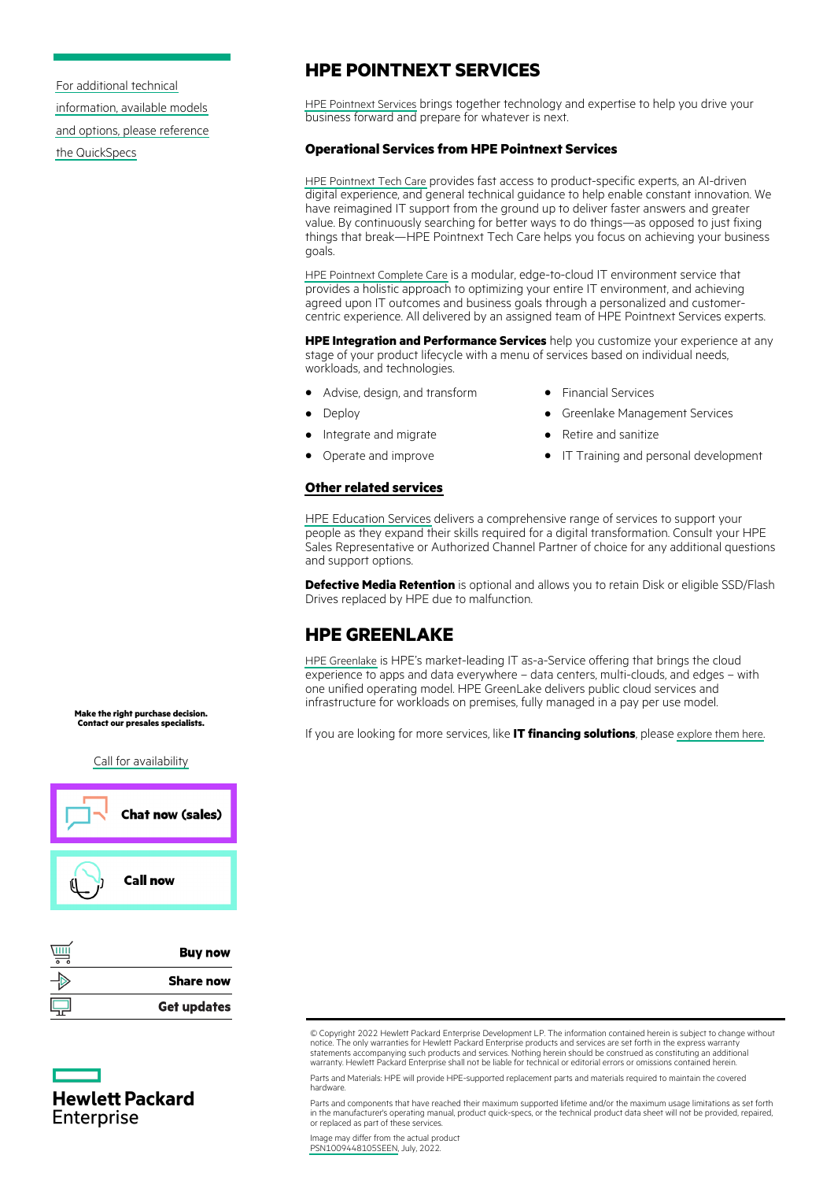For additional technical information, available models and options, please reference the QuickSpecs

## HPE POINTNEXT SERVICES

HPE Pointnext Services brings together technology and expertise to help you drive your business forward and prepare for whatever is next.

### Operational Services from HPE Pointnext Services

HPE Pointnext Tech Care provides fast access to product-specific experts, an AI-driven digital experience, and general technical guidance to help enable constant innovation. We have reimagined IT support from the ground up to deliver faster answers and greater value. By continuously searching for better ways to do things—as opposed to just fixing things that break—HPE Pointnext Tech Care helps you focus on achieving your business goals.

HPE Pointnext Complete Care is a modular, edge-to-cloud IT environment service that provides a holistic approach to optimizing your entire IT environment, and achieving agreed upon IT outcomes and business goals through a personalized and customer-centric experience. All delivered by an assigned team of HPE Pointnext Services experts.

**HPE Integration and Performance Services** help you customize your experience at any stage of your product lifecycle with a menu of services based on individual needs, workloads, and technologies.

- Advise, design, and transform
- Deploy
- Integrate and migrate
- Operate and improve
- Financial Services
- Greenlake Management Services
- Retire and sanitize
- IT Training and personal development

### Other related services

HPE Education Services delivers a comprehensive range of services to support your people as they expand their skills required for a digital transformation. Consult your HPE Sales Representative or Authorized Channel Partner of choice for any additional questions and support options.

**Defective Media Retention** is optional and allows you to retain Disk or eligible SSD/Flash Drives replaced by HPE due to malfunction.

## HPE GREENLAKE

HPE Greenlake is HPE's market-leading IT as-a-Service offering that brings the cloud experience to apps and data everywhere – data centers, multi-clouds, and edges – with one unified operating model. HPE GreenLake delivers public cloud services and infrastructure for workloads on premises, fully managed in a pay per use model.

If you are looking for more services, like **IT financing solutions**, please explore them here.

**Make the right purchase decision. Contact our presales specialists.**

Call for availability

Chat now (sales)

Call now

Buy now

Share now

Get updates

Hewlett Packard Enterprise

© Copyright 2022 Hewlett Packard Enterprise Development LP. The information contained herein is subject to change without notice. The only warranties for Hewlett Packard Enterprise products and services are set forth in the express warranty statements accompanying such products and services. Nothing herein should be construed as constituting an additional warranty. Hewlett Packard Enterprise shall not be liable for technical or editorial errors or omissions contained herein.

Parts and Materials: HPE will provide HPE-supported replacement parts and materials required to maintain the covered hardware.

Parts and components that have reached their maximum supported lifetime and/or the maximum usage limitations as set forth in the manufacturer's operating manual, product quick-specs, or the technical product data sheet will not be provided, repaired, or replaced as part of these services.

Image may differ from the actual product

PSN1009448105SEEN, July, 2022.